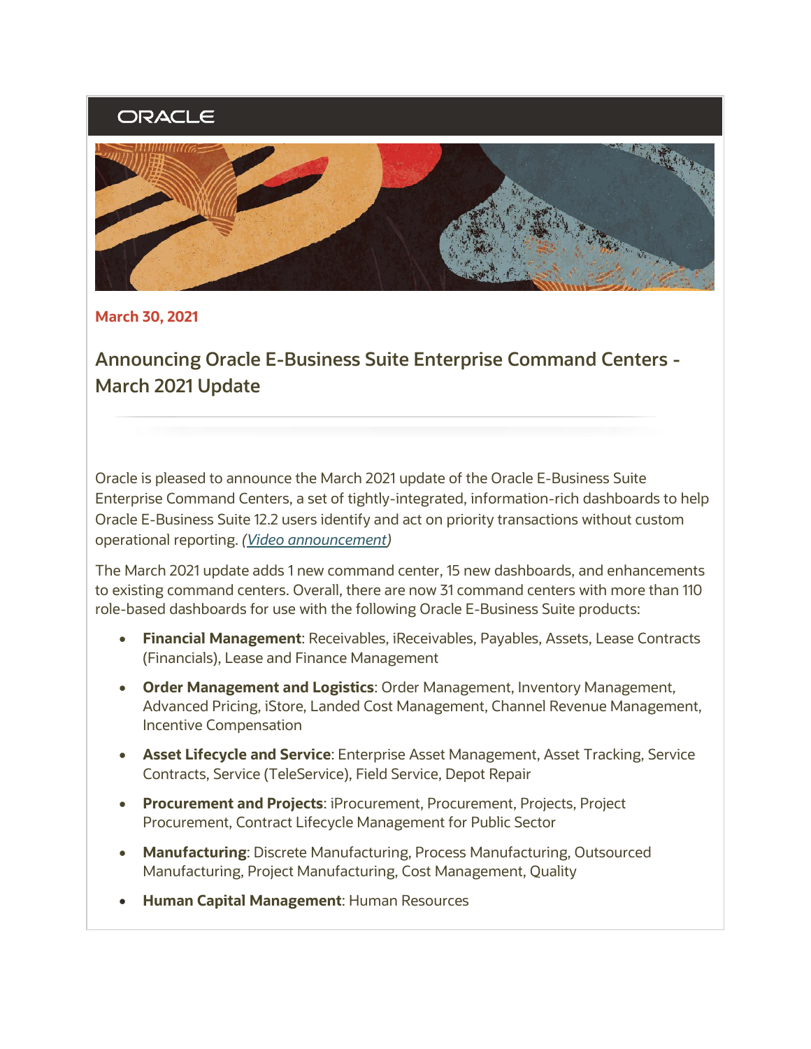ORACLE

March 30, 2021

# Announcing Oracle E-Business Suite Enterprise Command Centers - March 2021 Update

Oracle is pleased to announce the March 2021 update of the Oracle E-Business Suite Enterprise Command Centers, a set of tightly-integrated, information-rich dashboards to help Oracle E-Business Suite 12.2 users identify and act on priority transactions without custom operational reporting. *(Video announcement)*

The March 2021 update adds 1 new command center, 15 new dashboards, and enhancements to existing command centers. Overall, there are now 31 command centers with more than 110 role-based dashboards for use with the following Oracle E-Business Suite products:

- **Financial Management**: Receivables, iReceivables, Payables, Assets, Lease Contracts (Financials), Lease and Finance Management
- **Order Management and Logistics**: Order Management, Inventory Management, Advanced Pricing, iStore, Landed Cost Management, Channel Revenue Management, Incentive Compensation
- **Asset Lifecycle and Service**: Enterprise Asset Management, Asset Tracking, Service Contracts, Service (TeleService), Field Service, Depot Repair
- **Procurement and Projects**: iProcurement, Procurement, Projects, Project Procurement, Contract Lifecycle Management for Public Sector
- **Manufacturing**: Discrete Manufacturing, Process Manufacturing, Outsourced Manufacturing, Project Manufacturing, Cost Management, Quality
- **Human Capital Management**: Human Resources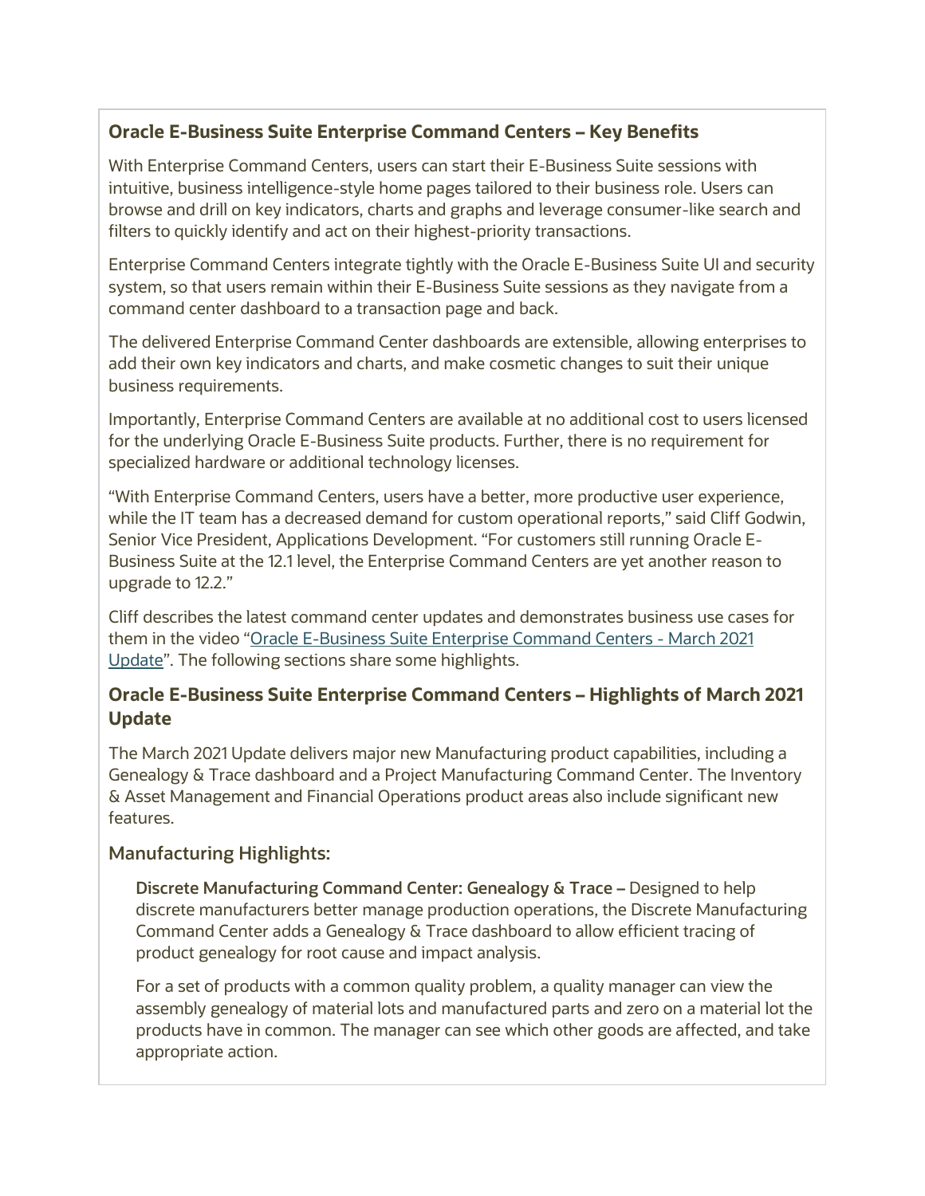## Oracle E-Business Suite Enterprise Command Centers – Key Benefits

With Enterprise Command Centers, users can start their E-Business Suite sessions with intuitive, business intelligence-style home pages tailored to their business role. Users can browse and drill on key indicators, charts and graphs and leverage consumer-like search and filters to quickly identify and act on their highest-priority transactions.

Enterprise Command Centers integrate tightly with the Oracle E-Business Suite UI and security system, so that users remain within their E-Business Suite sessions as they navigate from a command center dashboard to a transaction page and back.

The delivered Enterprise Command Center dashboards are extensible, allowing enterprises to add their own key indicators and charts, and make cosmetic changes to suit their unique business requirements.

Importantly, Enterprise Command Centers are available at no additional cost to users licensed for the underlying Oracle E-Business Suite products. Further, there is no requirement for specialized hardware or additional technology licenses.

"With Enterprise Command Centers, users have a better, more productive user experience, while the IT team has a decreased demand for custom operational reports," said Cliff Godwin, Senior Vice President, Applications Development. "For customers still running Oracle E-Business Suite at the 12.1 level, the Enterprise Command Centers are yet another reason to upgrade to 12.2."

Cliff describes the latest command center updates and demonstrates business use cases for them in the video "Oracle E-Business Suite Enterprise Command Centers - March 2021 Update". The following sections share some highlights.

## Oracle E-Business Suite Enterprise Command Centers – Highlights of March 2021 Update

The March 2021 Update delivers major new Manufacturing product capabilities, including a Genealogy & Trace dashboard and a Project Manufacturing Command Center. The Inventory & Asset Management and Financial Operations product areas also include significant new features.

### Manufacturing Highlights:

**Discrete Manufacturing Command Center: Genealogy & Trace –** Designed to help discrete manufacturers better manage production operations, the Discrete Manufacturing Command Center adds a Genealogy & Trace dashboard to allow efficient tracing of product genealogy for root cause and impact analysis.

For a set of products with a common quality problem, a quality manager can view the assembly genealogy of material lots and manufactured parts and zero on a material lot the products have in common. The manager can see which other goods are affected, and take appropriate action.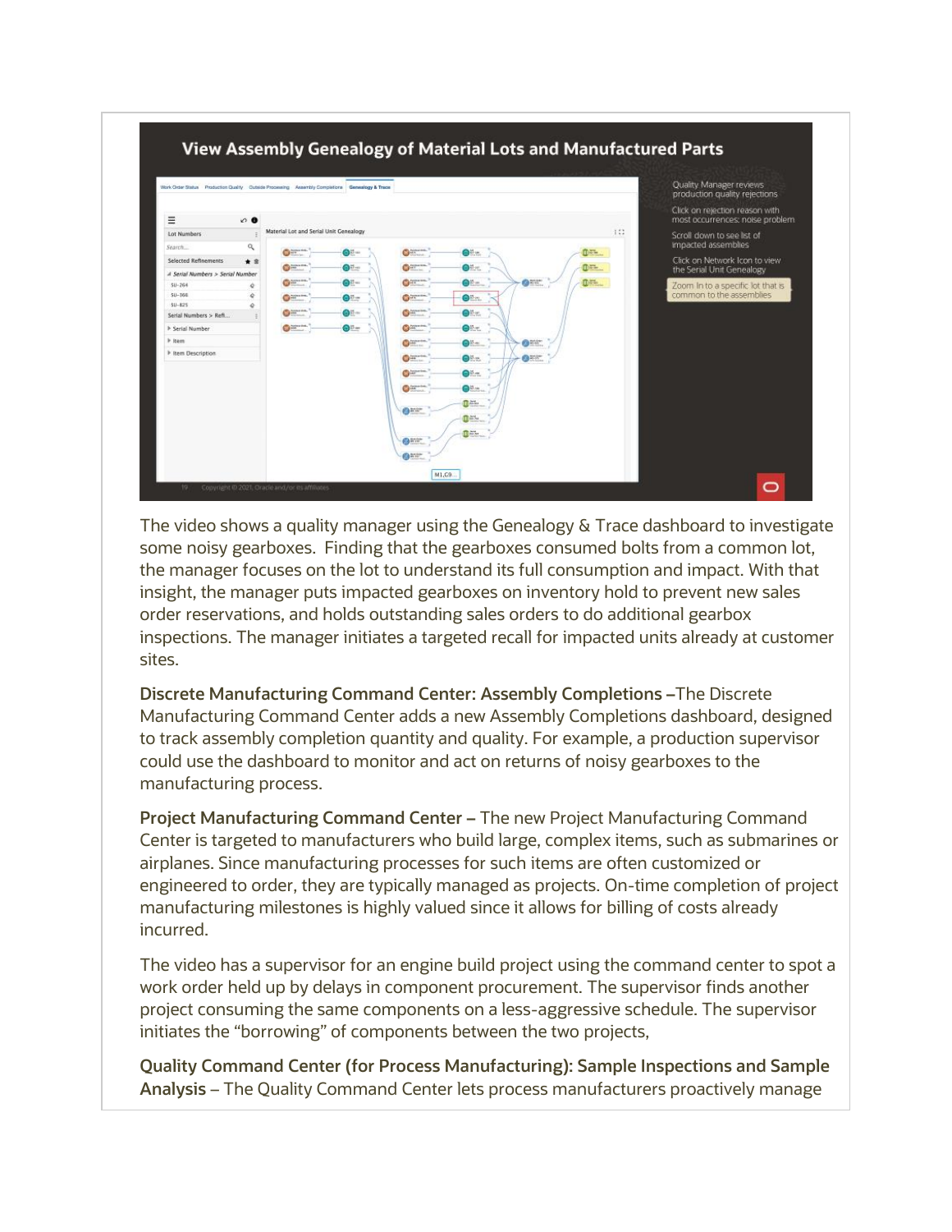The video shows a quality manager using the Genealogy & Trace dashboard to investigate some noisy gearboxes. Finding that the gearboxes consumed bolts from a common lot, the manager focuses on the lot to understand its full consumption and impact. With that insight, the manager puts impacted gearboxes on inventory hold to prevent new sales order reservations, and holds outstanding sales orders to do additional gearbox inspections. The manager initiates a targeted recall for impacted units already at customer sites.

**Discrete Manufacturing Command Center: Assembly Completions –** The Discrete Manufacturing Command Center adds a new Assembly Completions dashboard, designed to track assembly completion quantity and quality. For example, a production supervisor could use the dashboard to monitor and act on returns of noisy gearboxes to the manufacturing process.

**Project Manufacturing Command Center –** The new Project Manufacturing Command Center is targeted to manufacturers who build large, complex items, such as submarines or airplanes. Since manufacturing processes for such items are often customized or engineered to order, they are typically managed as projects. On-time completion of project manufacturing milestones is highly valued since it allows for billing of costs already incurred.

The video has a supervisor for an engine build project using the command center to spot a work order held up by delays in component procurement. The supervisor finds another project consuming the same components on a less-aggressive schedule. The supervisor initiates the "borrowing" of components between the two projects,

**Quality Command Center (for Process Manufacturing): Sample Inspections and Sample Analysis** – The Quality Command Center lets process manufacturers proactively manage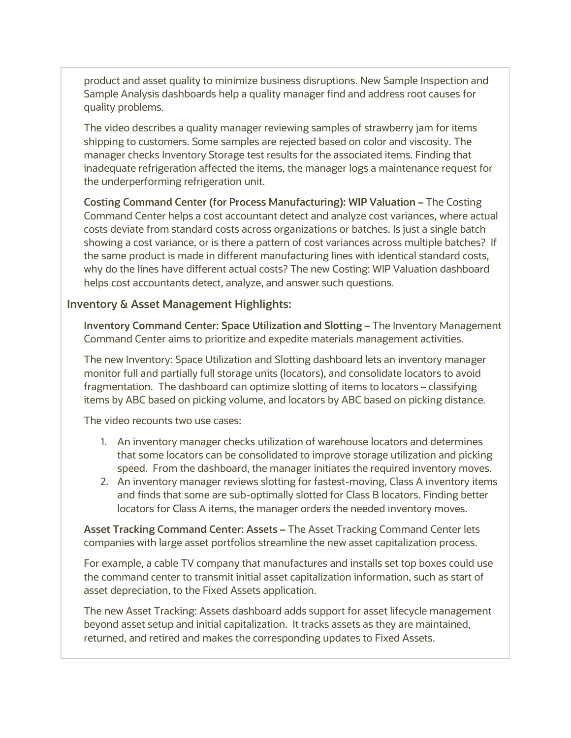product and asset quality to minimize business disruptions. New Sample Inspection and Sample Analysis dashboards help a quality manager find and address root causes for quality problems.

The video describes a quality manager reviewing samples of strawberry jam for items shipping to customers. Some samples are rejected based on color and viscosity. The manager checks Inventory Storage test results for the associated items. Finding that inadequate refrigeration affected the items, the manager logs a maintenance request for the underperforming refrigeration unit.

**Costing Command Center (for Process Manufacturing): WIP Valuation –** The Costing Command Center helps a cost accountant detect and analyze cost variances, where actual costs deviate from standard costs across organizations or batches. Is just a single batch showing a cost variance, or is there a pattern of cost variances across multiple batches? If the same product is made in different manufacturing lines with identical standard costs, why do the lines have different actual costs? The new Costing: WIP Valuation dashboard helps cost accountants detect, analyze, and answer such questions.

## Inventory & Asset Management Highlights:

**Inventory Command Center: Space Utilization and Slotting –** The Inventory Management Command Center aims to prioritize and expedite materials management activities.

The new Inventory: Space Utilization and Slotting dashboard lets an inventory manager monitor full and partially full storage units (locators), and consolidate locators to avoid fragmentation. The dashboard can optimize slotting of items to locators – classifying items by ABC based on picking volume, and locators by ABC based on picking distance.

The video recounts two use cases:

1. An inventory manager checks utilization of warehouse locators and determines that some locators can be consolidated to improve storage utilization and picking speed. From the dashboard, the manager initiates the required inventory moves.
2. An inventory manager reviews slotting for fastest-moving, Class A inventory items and finds that some are sub-optimally slotted for Class B locators. Finding better locators for Class A items, the manager orders the needed inventory moves.

**Asset Tracking Command Center: Assets –** The Asset Tracking Command Center lets companies with large asset portfolios streamline the new asset capitalization process.

For example, a cable TV company that manufactures and installs set top boxes could use the command center to transmit initial asset capitalization information, such as start of asset depreciation, to the Fixed Assets application.

The new Asset Tracking: Assets dashboard adds support for asset lifecycle management beyond asset setup and initial capitalization. It tracks assets as they are maintained, returned, and retired and makes the corresponding updates to Fixed Assets.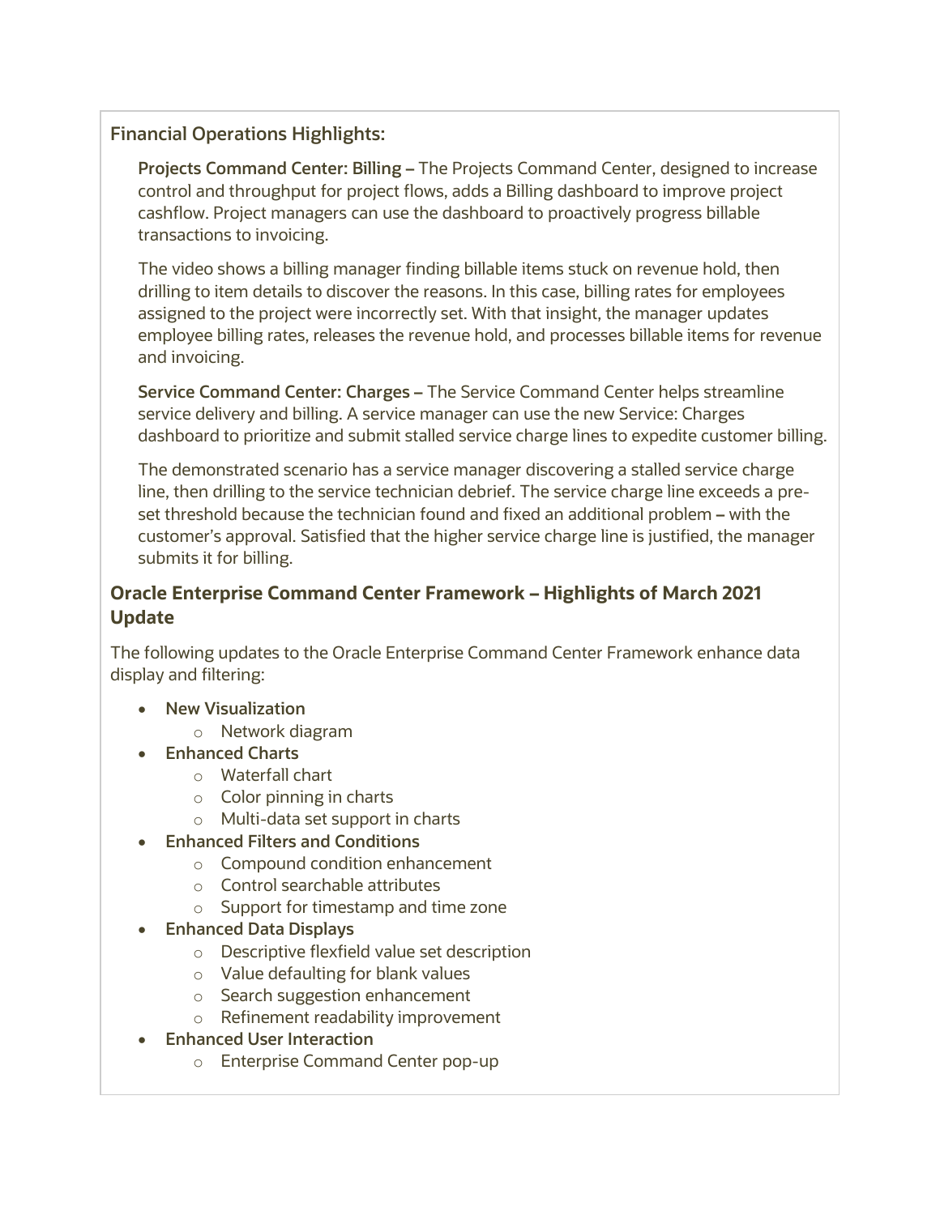### Financial Operations Highlights:

**Projects Command Center: Billing –** The Projects Command Center, designed to increase control and throughput for project flows, adds a Billing dashboard to improve project cashflow. Project managers can use the dashboard to proactively progress billable transactions to invoicing.

The video shows a billing manager finding billable items stuck on revenue hold, then drilling to item details to discover the reasons. In this case, billing rates for employees assigned to the project were incorrectly set. With that insight, the manager updates employee billing rates, releases the revenue hold, and processes billable items for revenue and invoicing.

**Service Command Center: Charges –** The Service Command Center helps streamline service delivery and billing. A service manager can use the new Service: Charges dashboard to prioritize and submit stalled service charge lines to expedite customer billing.

The demonstrated scenario has a service manager discovering a stalled service charge line, then drilling to the service technician debrief. The service charge line exceeds a pre-set threshold because the technician found and fixed an additional problem – with the customer's approval. Satisfied that the higher service charge line is justified, the manager submits it for billing.

## Oracle Enterprise Command Center Framework – Highlights of March 2021 Update

The following updates to the Oracle Enterprise Command Center Framework enhance data display and filtering:

- **New Visualization**
  - Network diagram
- **Enhanced Charts**
  - Waterfall chart
  - Color pinning in charts
  - Multi-data set support in charts
- **Enhanced Filters and Conditions**
  - Compound condition enhancement
  - Control searchable attributes
  - Support for timestamp and time zone
- **Enhanced Data Displays**
  - Descriptive flexfield value set description
  - Value defaulting for blank values
  - Search suggestion enhancement
  - Refinement readability improvement
- **Enhanced User Interaction**
  - Enterprise Command Center pop-up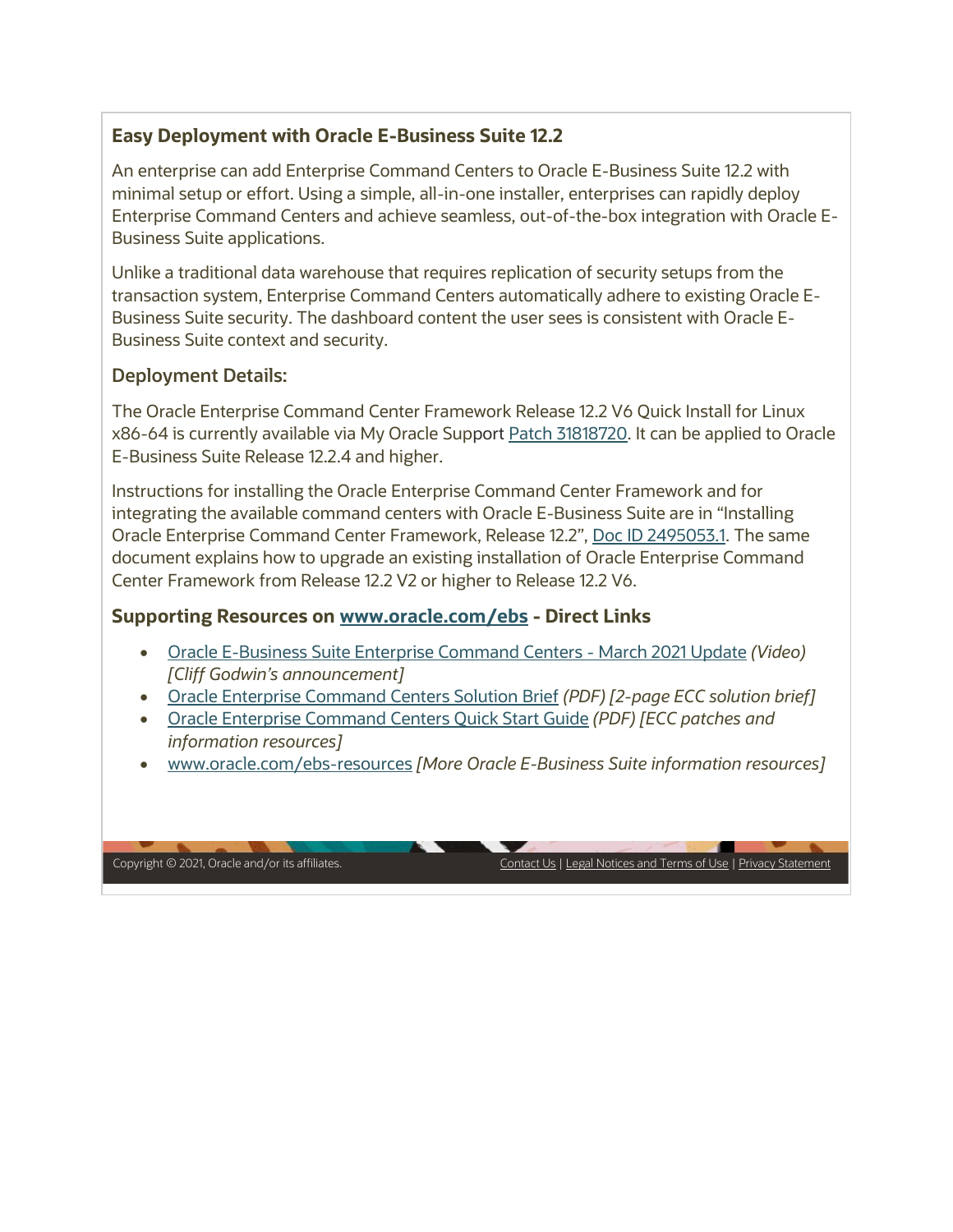## Easy Deployment with Oracle E-Business Suite 12.2

An enterprise can add Enterprise Command Centers to Oracle E-Business Suite 12.2 with minimal setup or effort. Using a simple, all-in-one installer, enterprises can rapidly deploy Enterprise Command Centers and achieve seamless, out-of-the-box integration with Oracle E-Business Suite applications.

Unlike a traditional data warehouse that requires replication of security setups from the transaction system, Enterprise Command Centers automatically adhere to existing Oracle E-Business Suite security. The dashboard content the user sees is consistent with Oracle E-Business Suite context and security.

### Deployment Details:

The Oracle Enterprise Command Center Framework Release 12.2 V6 Quick Install for Linux x86-64 is currently available via My Oracle Support Patch 31818720. It can be applied to Oracle E-Business Suite Release 12.2.4 and higher.

Instructions for installing the Oracle Enterprise Command Center Framework and for integrating the available command centers with Oracle E-Business Suite are in “Installing Oracle Enterprise Command Center Framework, Release 12.2”, Doc ID 2495053.1. The same document explains how to upgrade an existing installation of Oracle Enterprise Command Center Framework from Release 12.2 V2 or higher to Release 12.2 V6.

## Supporting Resources on www.oracle.com/ebs - Direct Links

- Oracle E-Business Suite Enterprise Command Centers - March 2021 Update *(Video) [Cliff Godwin’s announcement]*
- Oracle Enterprise Command Centers Solution Brief *(PDF) [2-page ECC solution brief]*
- Oracle Enterprise Command Centers Quick Start Guide *(PDF) [ECC patches and information resources]*
- www.oracle.com/ebs-resources *[More Oracle E-Business Suite information resources]*

Copyright © 2021, Oracle and/or its affiliates. Contact Us | Legal Notices and Terms of Use | Privacy Statement